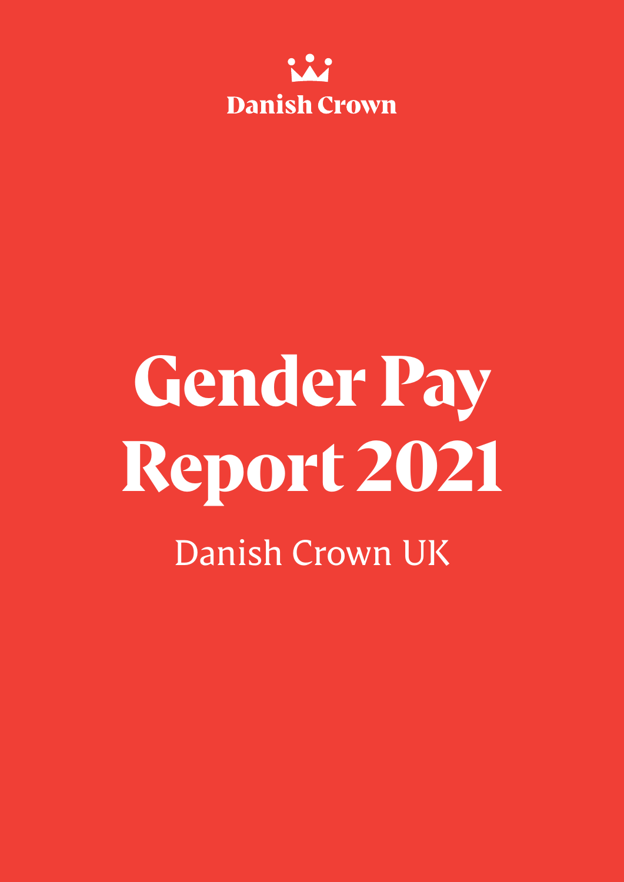Danish Crown

# Gender Pay Report 2021

Danish Crown UK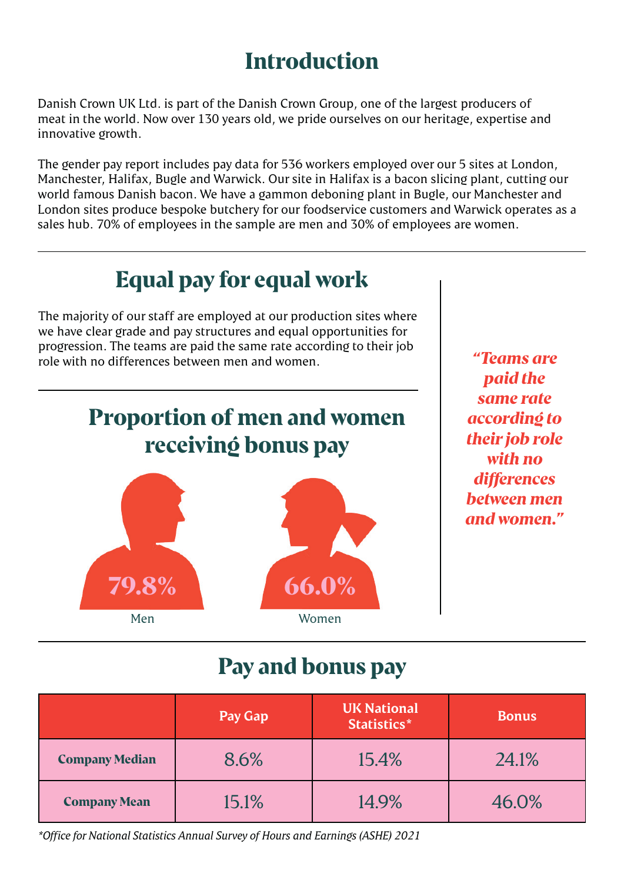# Introduction

Danish Crown UK Ltd. is part of the Danish Crown Group, one of the largest producers of meat in the world. Now over 130 years old, we pride ourselves on our heritage, expertise and innovative growth.

The gender pay report includes pay data for 536 workers employed over our 5 sites at London, Manchester, Halifax, Bugle and Warwick. Our site in Halifax is a bacon slicing plant, cutting our world famous Danish bacon. We have a gammon deboning plant in Bugle, our Manchester and London sites produce bespoke butchery for our foodservice customers and Warwick operates as a sales hub. 70% of employees in the sample are men and 30% of employees are women.

## Equal pay for equal work

The majority of our staff are employed at our production sites where we have clear grade and pay structures and equal opportunities for progression. The teams are paid the same rate according to their job role with no differences between men and women.

*"Teams are paid the same rate according to their job role with no differences between men and women."*

## Proportion of men and women receiving bonus pay

**79.8%**
Men

**66.0%**
Women

## Pay and bonus pay

| | Pay Gap | UK National Statistics* | Bonus |
|---|---|---|---|
| **Company Median** | 8.6% | 15.4% | 24.1% |
| **Company Mean** | 15.1% | 14.9% | 46.0% |

*\*Office for National Statistics Annual Survey of Hours and Earnings (ASHE) 2021*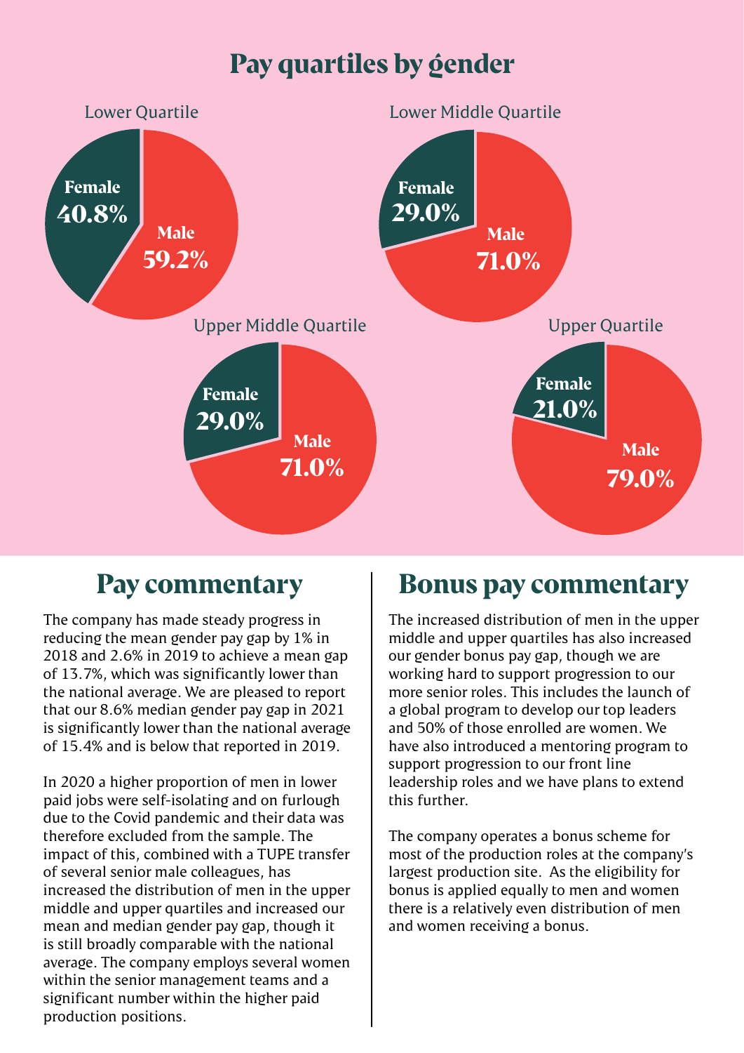# Pay quartiles by gender

Lower Quartile

Female **40.8%**

Male **59.2%**

Lower Middle Quartile

Female **29.0%**

Male **71.0%**

Upper Middle Quartile

Female **29.0%**

Male **71.0%**

Upper Quartile

Female **21.0%**

Male **79.0%**

## Pay commentary

The company has made steady progress in reducing the mean gender pay gap by 1% in 2018 and 2.6% in 2019 to achieve a mean gap of 13.7%, which was significantly lower than the national average. We are pleased to report that our 8.6% median gender pay gap in 2021 is significantly lower than the national average of 15.4% and is below that reported in 2019.

In 2020 a higher proportion of men in lower paid jobs were self-isolating and on furlough due to the Covid pandemic and their data was therefore excluded from the sample. The impact of this, combined with a TUPE transfer of several senior male colleagues, has increased the distribution of men in the upper middle and upper quartiles and increased our mean and median gender pay gap, though it is still broadly comparable with the national average. The company employs several women within the senior management teams and a significant number within the higher paid production positions.

## Bonus pay commentary

The increased distribution of men in the upper middle and upper quartiles has also increased our gender bonus pay gap, though we are working hard to support progression to our more senior roles. This includes the launch of a global program to develop our top leaders and 50% of those enrolled are women. We have also introduced a mentoring program to support progression to our front line leadership roles and we have plans to extend this further.

The company operates a bonus scheme for most of the production roles at the company's largest production site. As the eligibility for bonus is applied equally to men and women there is a relatively even distribution of men and women receiving a bonus.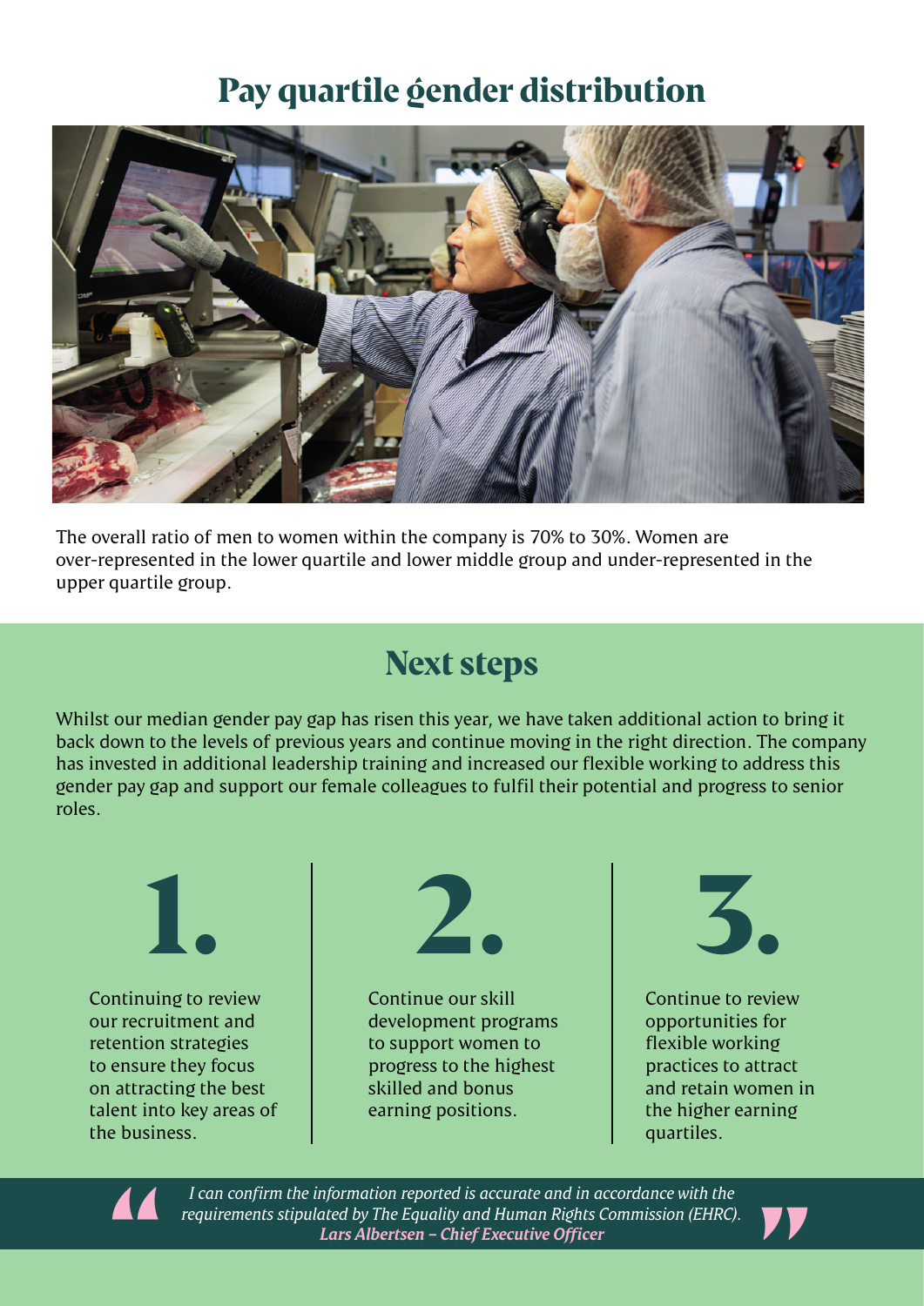# Pay quartile gender distribution

The overall ratio of men to women within the company is 70% to 30%. Women are over-represented in the lower quartile and lower middle group and under-represented in the upper quartile group.

## Next steps

Whilst our median gender pay gap has risen this year, we have taken additional action to bring it back down to the levels of previous years and continue moving in the right direction. The company has invested in additional leadership training and increased our flexible working to address this gender pay gap and support our female colleagues to fulfil their potential and progress to senior roles.

1. Continuing to review our recruitment and retention strategies to ensure they focus on attracting the best talent into key areas of the business.
2. Continue our skill development programs to support women to progress to the highest skilled and bonus earning positions.
3. Continue to review opportunities for flexible working practices to attract and retain women in the higher earning quartiles.

> *I can confirm the information reported is accurate and in accordance with the requirements stipulated by The Equality and Human Rights Commission (EHRC).*
> ***Lars Albertsen – Chief Executive Officer***